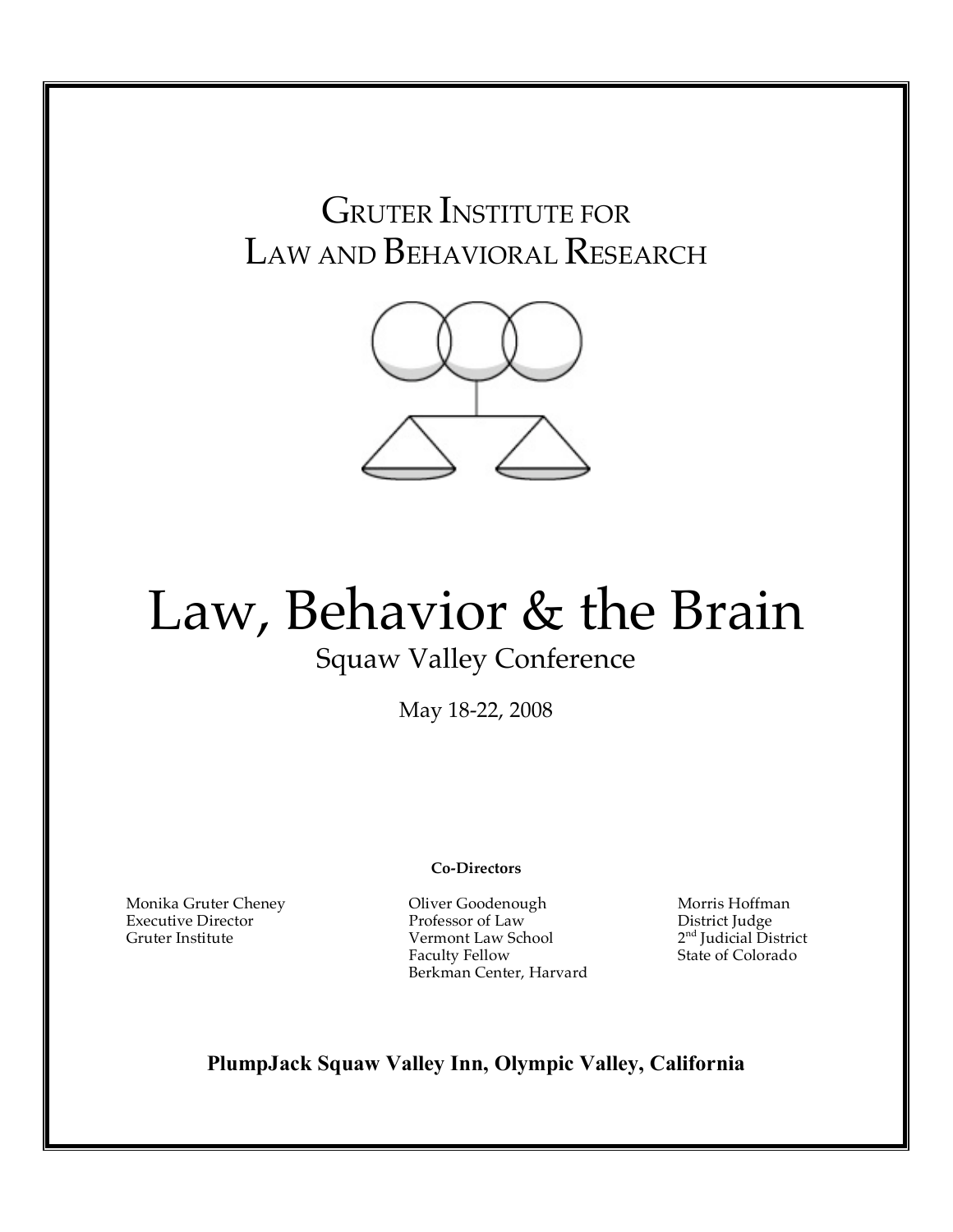# Gruter Institute for Law and Behavioral Research

# Law, Behavior & the Brain

## Squaw Valley Conference

May 18-22, 2008

**Co-Directors**

Monika Gruter Cheney
Executive Director
Gruter Institute

Oliver Goodenough
Professor of Law
Vermont Law School
Faculty Fellow
Berkman Center, Harvard

Morris Hoffman
District Judge
2nd Judicial District
State of Colorado

**PlumpJack Squaw Valley Inn, Olympic Valley, California**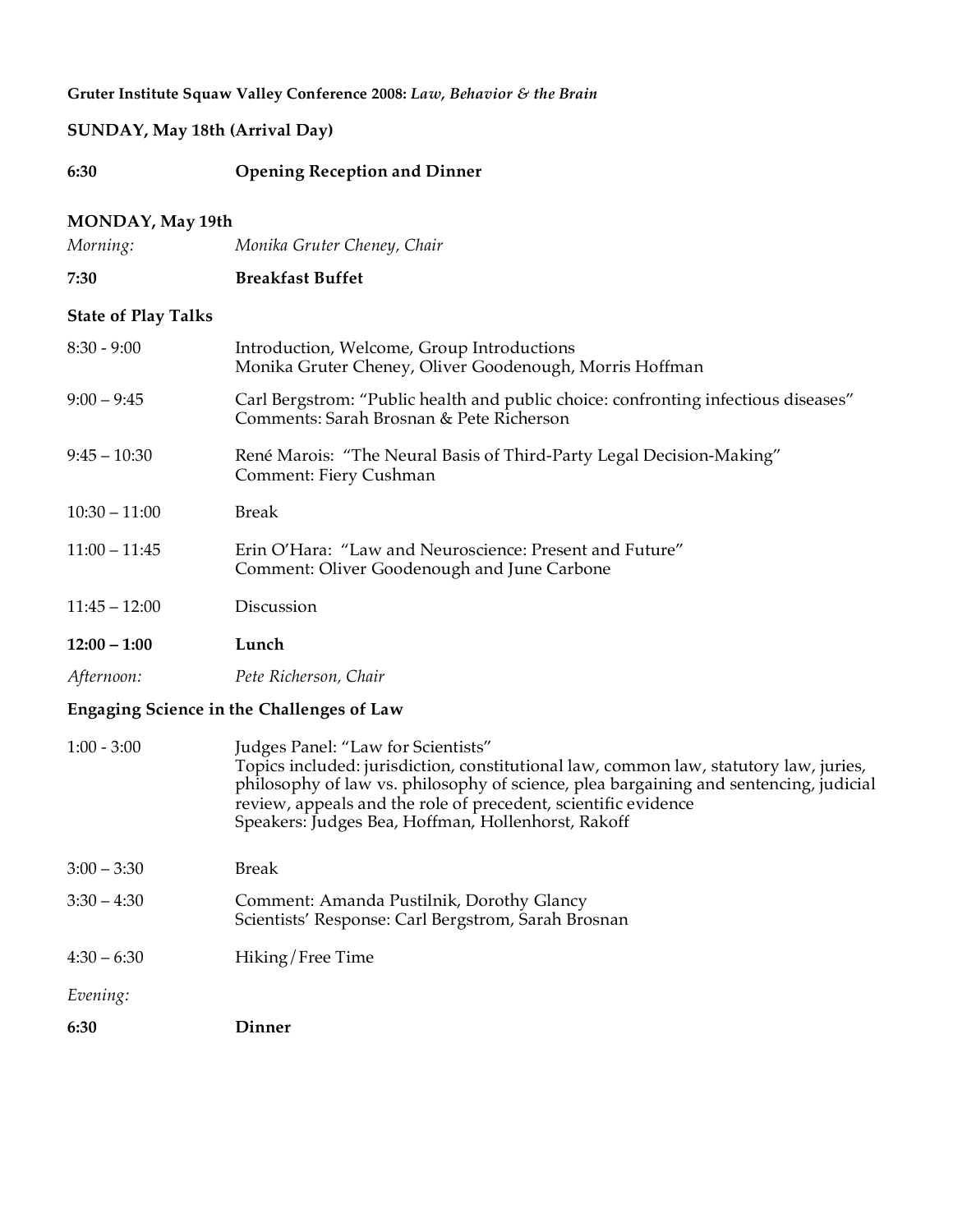**Gruter Institute Squaw Valley Conference 2008:** ***Law, Behavior & the Brain***

**SUNDAY, May 18th (Arrival Day)**

| | |
|---|---|
| **6:30** | **Opening Reception and Dinner** |

**MONDAY, May 19th**

| | |
|---|---|
| *Morning:* | *Monika Gruter Cheney, Chair* |
| **7:30** | **Breakfast Buffet** |

**State of Play Talks**

| | |
|---|---|
| 8:30 - 9:00 | Introduction, Welcome, Group Introductions<br>Monika Gruter Cheney, Oliver Goodenough, Morris Hoffman |
| 9:00 – 9:45 | Carl Bergstrom: "Public health and public choice: confronting infectious diseases"<br>Comments: Sarah Brosnan & Pete Richerson |
| 9:45 – 10:30 | René Marois: "The Neural Basis of Third-Party Legal Decision-Making"<br>Comment: Fiery Cushman |
| 10:30 – 11:00 | Break |
| 11:00 – 11:45 | Erin O'Hara: "Law and Neuroscience: Present and Future"<br>Comment: Oliver Goodenough and June Carbone |
| 11:45 – 12:00 | Discussion |
| **12:00 – 1:00** | **Lunch** |
| *Afternoon:* | *Pete Richerson, Chair* |

**Engaging Science in the Challenges of Law**

| | |
|---|---|
| 1:00 - 3:00 | Judges Panel: "Law for Scientists"<br>Topics included: jurisdiction, constitutional law, common law, statutory law, juries, philosophy of law vs. philosophy of science, plea bargaining and sentencing, judicial review, appeals and the role of precedent, scientific evidence<br>Speakers: Judges Bea, Hoffman, Hollenhorst, Rakoff |
| 3:00 – 3:30 | Break |
| 3:30 – 4:30 | Comment: Amanda Pustilnik, Dorothy Glancy<br>Scientists' Response: Carl Bergstrom, Sarah Brosnan |
| 4:30 – 6:30 | Hiking/Free Time |
| *Evening:* | |
| **6:30** | **Dinner** |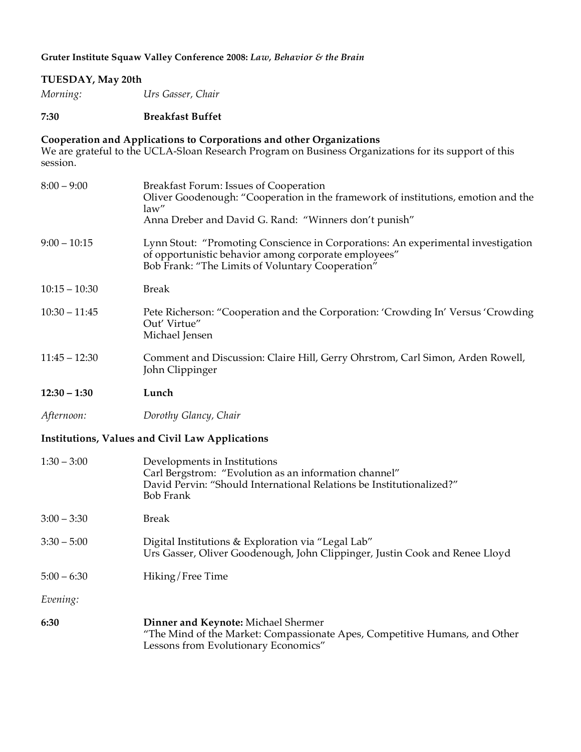**Gruter Institute Squaw Valley Conference 2008:** ***Law, Behavior & the Brain***

**TUESDAY, May 20th**

*Morning:* *Urs Gasser, Chair*

**7:30** **Breakfast Buffet**

**Cooperation and Applications to Corporations and other Organizations**

We are grateful to the UCLA-Sloan Research Program on Business Organizations for its support of this session.

| | |
|---|---|
| 8:00 – 9:00 | Breakfast Forum: Issues of Cooperation<br>Oliver Goodenough: "Cooperation in the framework of institutions, emotion and the law"<br>Anna Dreber and David G. Rand: "Winners don't punish" |
| 9:00 – 10:15 | Lynn Stout: "Promoting Conscience in Corporations: An experimental investigation of opportunistic behavior among corporate employees"<br>Bob Frank: "The Limits of Voluntary Cooperation" |
| 10:15 – 10:30 | Break |
| 10:30 – 11:45 | Pete Richerson: "Cooperation and the Corporation: 'Crowding In' Versus 'Crowding Out' Virtue"<br>Michael Jensen |
| 11:45 – 12:30 | Comment and Discussion: Claire Hill, Gerry Ohrstrom, Carl Simon, Arden Rowell, John Clippinger |
| **12:30 – 1:30** | **Lunch** |

*Afternoon:* *Dorothy Glancy, Chair*

**Institutions, Values and Civil Law Applications**

| | |
|---|---|
| 1:30 – 3:00 | Developments in Institutions<br>Carl Bergstrom: "Evolution as an information channel"<br>David Pervin: "Should International Relations be Institutionalized?"<br>Bob Frank |
| 3:00 – 3:30 | Break |
| 3:30 – 5:00 | Digital Institutions & Exploration via "Legal Lab"<br>Urs Gasser, Oliver Goodenough, John Clippinger, Justin Cook and Renee Lloyd |
| 5:00 – 6:30 | Hiking/Free Time |

*Evening:*

**6:30** **Dinner and Keynote:** Michael Shermer
"The Mind of the Market: Compassionate Apes, Competitive Humans, and Other Lessons from Evolutionary Economics"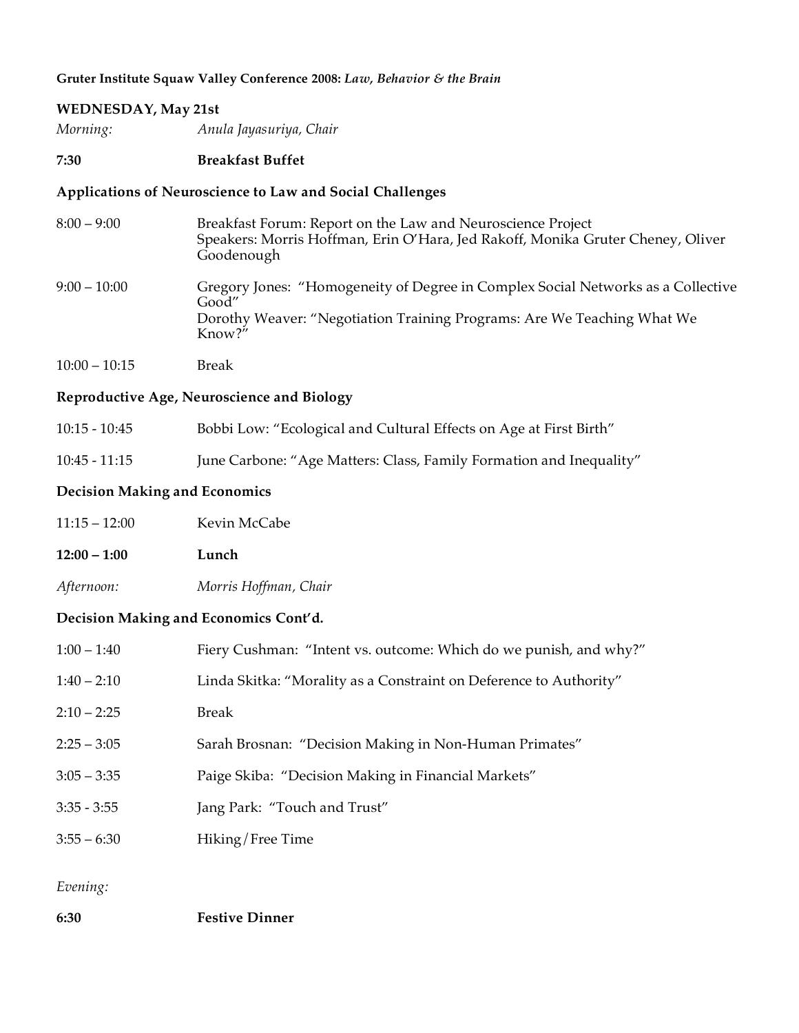**Gruter Institute Squaw Valley Conference 2008: *Law, Behavior & the Brain***

**WEDNESDAY, May 21st**

*Morning:* *Anula Jayasuriya, Chair*

**7:30** **Breakfast Buffet**

**Applications of Neuroscience to Law and Social Challenges**

| | |
|---|---|
| 8:00 – 9:00 | Breakfast Forum: Report on the Law and Neuroscience Project<br>Speakers: Morris Hoffman, Erin O'Hara, Jed Rakoff, Monika Gruter Cheney, Oliver Goodenough |
| 9:00 – 10:00 | Gregory Jones: "Homogeneity of Degree in Complex Social Networks as a Collective Good"<br>Dorothy Weaver: "Negotiation Training Programs: Are We Teaching What We Know?" |
| 10:00 – 10:15 | Break |

**Reproductive Age, Neuroscience and Biology**

| | |
|---|---|
| 10:15 - 10:45 | Bobbi Low: "Ecological and Cultural Effects on Age at First Birth" |
| 10:45 - 11:15 | June Carbone: "Age Matters: Class, Family Formation and Inequality" |

**Decision Making and Economics**

| | |
|---|---|
| 11:15 – 12:00 | Kevin McCabe |
| **12:00 – 1:00** | **Lunch** |

*Afternoon:* *Morris Hoffman, Chair*

**Decision Making and Economics Cont'd.**

| | |
|---|---|
| 1:00 – 1:40 | Fiery Cushman: "Intent vs. outcome: Which do we punish, and why?" |
| 1:40 – 2:10 | Linda Skitka: "Morality as a Constraint on Deference to Authority" |
| 2:10 – 2:25 | Break |
| 2:25 – 3:05 | Sarah Brosnan: "Decision Making in Non-Human Primates" |
| 3:05 – 3:35 | Paige Skiba: "Decision Making in Financial Markets" |
| 3:35 - 3:55 | Jang Park: "Touch and Trust" |
| 3:55 – 6:30 | Hiking/Free Time |

*Evening:*

**6:30** **Festive Dinner**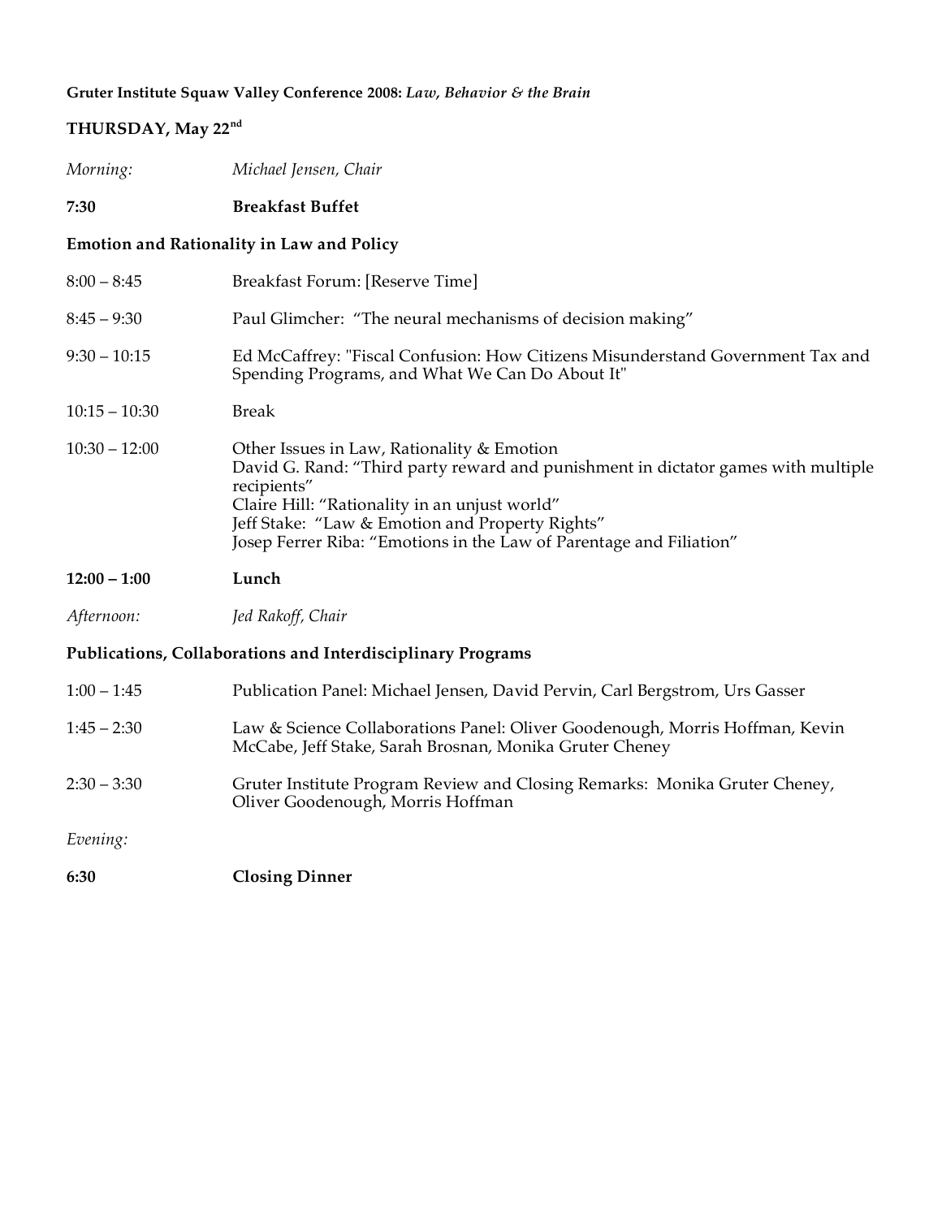**Gruter Institute Squaw Valley Conference 2008:** ***Law, Behavior & the Brain***

## THURSDAY, May 22nd

*Morning:* *Michael Jensen, Chair*

**7:30** **Breakfast Buffet**

### Emotion and Rationality in Law and Policy

8:00 – 8:45 Breakfast Forum: [Reserve Time]

8:45 – 9:30 Paul Glimcher: "The neural mechanisms of decision making"

9:30 – 10:15 Ed McCaffrey: "Fiscal Confusion: How Citizens Misunderstand Government Tax and Spending Programs, and What We Can Do About It"

10:15 – 10:30 Break

10:30 – 12:00 Other Issues in Law, Rationality & Emotion
David G. Rand: "Third party reward and punishment in dictator games with multiple recipients"
Claire Hill: "Rationality in an unjust world"
Jeff Stake: "Law & Emotion and Property Rights"
Josep Ferrer Riba: "Emotions in the Law of Parentage and Filiation"

**12:00 – 1:00** **Lunch**

*Afternoon:* *Jed Rakoff, Chair*

### Publications, Collaborations and Interdisciplinary Programs

1:00 – 1:45 Publication Panel: Michael Jensen, David Pervin, Carl Bergstrom, Urs Gasser

1:45 – 2:30 Law & Science Collaborations Panel: Oliver Goodenough, Morris Hoffman, Kevin McCabe, Jeff Stake, Sarah Brosnan, Monika Gruter Cheney

2:30 – 3:30 Gruter Institute Program Review and Closing Remarks: Monika Gruter Cheney, Oliver Goodenough, Morris Hoffman

*Evening:*

**6:30** **Closing Dinner**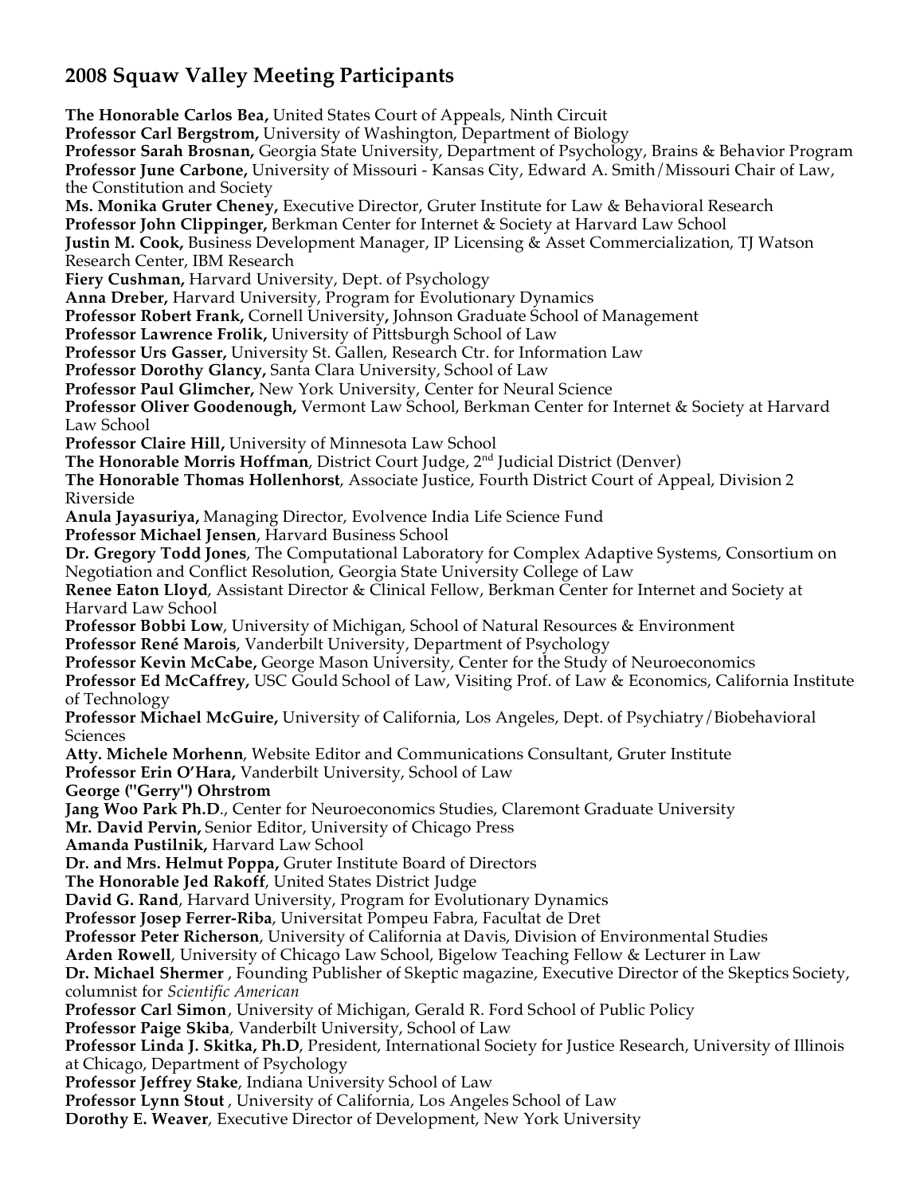## 2008 Squaw Valley Meeting Participants

**The Honorable Carlos Bea,** United States Court of Appeals, Ninth Circuit
**Professor Carl Bergstrom,** University of Washington, Department of Biology
**Professor Sarah Brosnan,** Georgia State University, Department of Psychology, Brains & Behavior Program
**Professor June Carbone,** University of Missouri - Kansas City, Edward A. Smith/Missouri Chair of Law, the Constitution and Society
**Ms. Monika Gruter Cheney,** Executive Director, Gruter Institute for Law & Behavioral Research
**Professor John Clippinger,** Berkman Center for Internet & Society at Harvard Law School
**Justin M. Cook,** Business Development Manager, IP Licensing & Asset Commercialization, TJ Watson Research Center, IBM Research
**Fiery Cushman,** Harvard University, Dept. of Psychology
**Anna Dreber,** Harvard University, Program for Evolutionary Dynamics
**Professor Robert Frank,** Cornell University**,** Johnson Graduate School of Management
**Professor Lawrence Frolik,** University of Pittsburgh School of Law
**Professor Urs Gasser,** University St. Gallen, Research Ctr. for Information Law
**Professor Dorothy Glancy,** Santa Clara University, School of Law
**Professor Paul Glimcher,** New York University, Center for Neural Science
**Professor Oliver Goodenough,** Vermont Law School, Berkman Center for Internet & Society at Harvard Law School
**Professor Claire Hill,** University of Minnesota Law School
**The Honorable Morris Hoffman**, District Court Judge, 2nd Judicial District (Denver)
**The Honorable Thomas Hollenhorst**, Associate Justice, Fourth District Court of Appeal, Division 2 Riverside
**Anula Jayasuriya,** Managing Director, Evolvence India Life Science Fund
**Professor Michael Jensen**, Harvard Business School
**Dr. Gregory Todd Jones**, The Computational Laboratory for Complex Adaptive Systems, Consortium on Negotiation and Conflict Resolution, Georgia State University College of Law
**Renee Eaton Lloyd**, Assistant Director & Clinical Fellow, Berkman Center for Internet and Society at Harvard Law School
**Professor Bobbi Low**, University of Michigan, School of Natural Resources & Environment
**Professor René Marois**, Vanderbilt University, Department of Psychology
**Professor Kevin McCabe,** George Mason University, Center for the Study of Neuroeconomics
**Professor Ed McCaffrey,** USC Gould School of Law, Visiting Prof. of Law & Economics, California Institute of Technology
**Professor Michael McGuire,** University of California, Los Angeles, Dept. of Psychiatry/Biobehavioral Sciences
**Atty. Michele Morhenn**, Website Editor and Communications Consultant, Gruter Institute
**Professor Erin O'Hara,** Vanderbilt University, School of Law
**George ("Gerry") Ohrstrom**
**Jang Woo Park Ph.D**., Center for Neuroeconomics Studies, Claremont Graduate University
**Mr. David Pervin,** Senior Editor, University of Chicago Press
**Amanda Pustilnik,** Harvard Law School
**Dr. and Mrs. Helmut Poppa,** Gruter Institute Board of Directors
**The Honorable Jed Rakoff**, United States District Judge
**David G. Rand**, Harvard University, Program for Evolutionary Dynamics
**Professor Josep Ferrer-Riba**, Universitat Pompeu Fabra, Facultat de Dret
**Professor Peter Richerson**, University of California at Davis, Division of Environmental Studies
**Arden Rowell**, University of Chicago Law School, Bigelow Teaching Fellow & Lecturer in Law
**Dr. Michael Shermer** , Founding Publisher of Skeptic magazine, Executive Director of the Skeptics Society, columnist for *Scientific American*
**Professor Carl Simon**, University of Michigan, Gerald R. Ford School of Public Policy
**Professor Paige Skiba**, Vanderbilt University, School of Law
**Professor Linda J. Skitka, Ph.D**, President, International Society for Justice Research, University of Illinois at Chicago, Department of Psychology
**Professor Jeffrey Stake**, Indiana University School of Law
**Professor Lynn Stout** , University of California, Los Angeles School of Law
**Dorothy E. Weaver**, Executive Director of Development, New York University